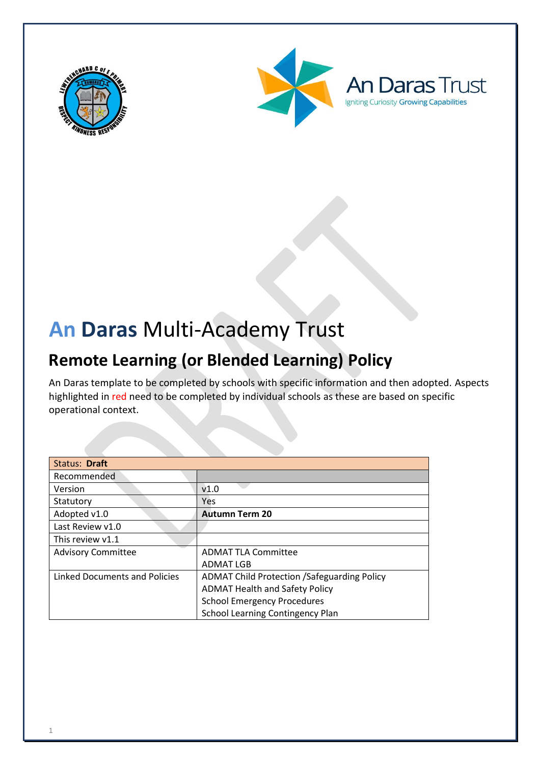# An Daras Multi-Academy Trust

## Remote Learning (or Blended Learning) Policy

An Daras template to be completed by schools with specific information and then adopted. Aspects highlighted in red need to be completed by individual schools as these are based on specific operational context.

| Status: **Draft** | |
|---|---|
| Recommended | |
| Version | v1.0 |
| Statutory | Yes |
| Adopted v1.0 | **Autumn Term 20** |
| Last Review v1.0 | |
| This review v1.1 | |
| Advisory Committee | ADMAT TLA Committee<br>ADMAT LGB |
| Linked Documents and Policies | ADMAT Child Protection /Safeguarding Policy<br>ADMAT Health and Safety Policy<br>School Emergency Procedures<br>School Learning Contingency Plan |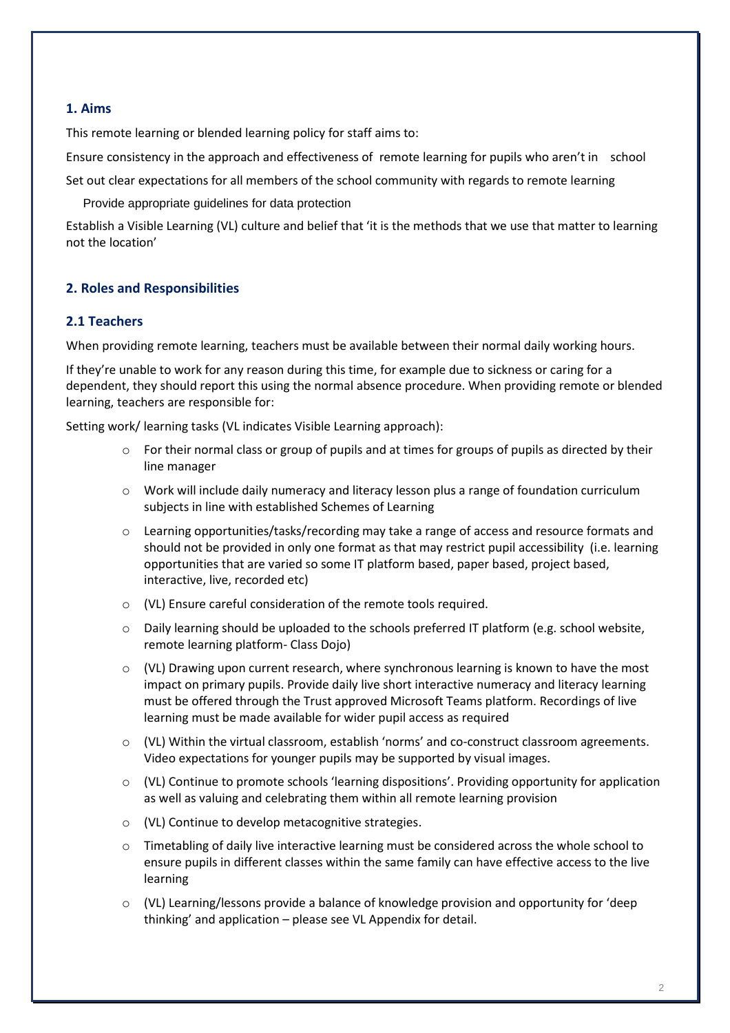## 1. Aims

This remote learning or blended learning policy for staff aims to:

Ensure consistency in the approach and effectiveness of remote learning for pupils who aren't in school

Set out clear expectations for all members of the school community with regards to remote learning

Provide appropriate guidelines for data protection

Establish a Visible Learning (VL) culture and belief that 'it is the methods that we use that matter to learning not the location'

## 2. Roles and Responsibilities

### 2.1 Teachers

When providing remote learning, teachers must be available between their normal daily working hours.

If they're unable to work for any reason during this time, for example due to sickness or caring for a dependent, they should report this using the normal absence procedure. When providing remote or blended learning, teachers are responsible for:

Setting work/ learning tasks (VL indicates Visible Learning approach):

- For their normal class or group of pupils and at times for groups of pupils as directed by their line manager
- Work will include daily numeracy and literacy lesson plus a range of foundation curriculum subjects in line with established Schemes of Learning
- Learning opportunities/tasks/recording may take a range of access and resource formats and should not be provided in only one format as that may restrict pupil accessibility (i.e. learning opportunities that are varied so some IT platform based, paper based, project based, interactive, live, recorded etc)
- (VL) Ensure careful consideration of the remote tools required.
- Daily learning should be uploaded to the schools preferred IT platform (e.g. school website, remote learning platform- Class Dojo)
- (VL) Drawing upon current research, where synchronous learning is known to have the most impact on primary pupils. Provide daily live short interactive numeracy and literacy learning must be offered through the Trust approved Microsoft Teams platform. Recordings of live learning must be made available for wider pupil access as required
- (VL) Within the virtual classroom, establish 'norms' and co-construct classroom agreements. Video expectations for younger pupils may be supported by visual images.
- (VL) Continue to promote schools 'learning dispositions'. Providing opportunity for application as well as valuing and celebrating them within all remote learning provision
- (VL) Continue to develop metacognitive strategies.
- Timetabling of daily live interactive learning must be considered across the whole school to ensure pupils in different classes within the same family can have effective access to the live learning
- (VL) Learning/lessons provide a balance of knowledge provision and opportunity for 'deep thinking' and application – please see VL Appendix for detail.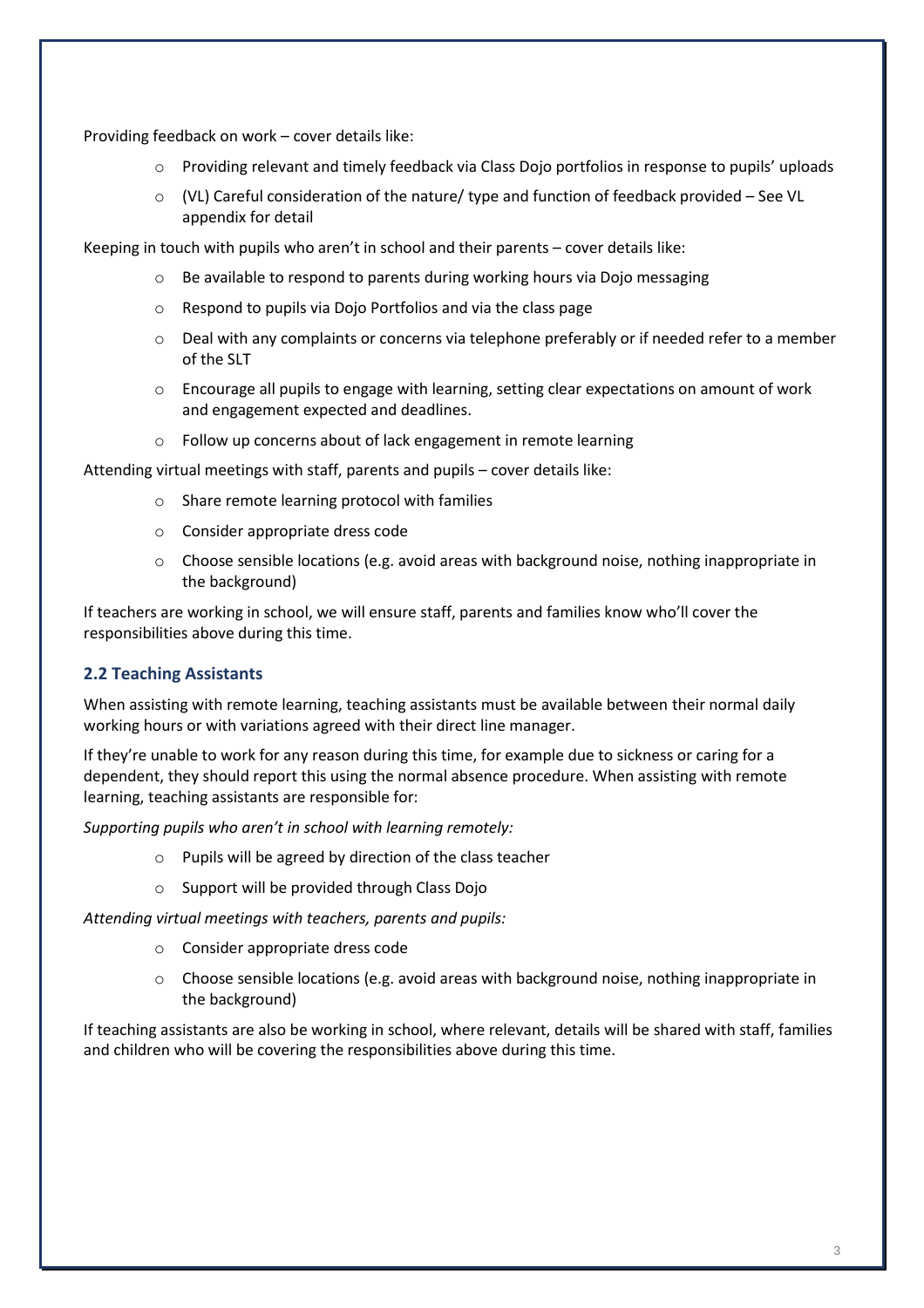Providing feedback on work – cover details like:

- Providing relevant and timely feedback via Class Dojo portfolios in response to pupils' uploads
- (VL) Careful consideration of the nature/ type and function of feedback provided – See VL appendix for detail

Keeping in touch with pupils who aren't in school and their parents – cover details like:

- Be available to respond to parents during working hours via Dojo messaging
- Respond to pupils via Dojo Portfolios and via the class page
- Deal with any complaints or concerns via telephone preferably or if needed refer to a member of the SLT
- Encourage all pupils to engage with learning, setting clear expectations on amount of work and engagement expected and deadlines.
- Follow up concerns about of lack engagement in remote learning

Attending virtual meetings with staff, parents and pupils – cover details like:

- Share remote learning protocol with families
- Consider appropriate dress code
- Choose sensible locations (e.g. avoid areas with background noise, nothing inappropriate in the background)

If teachers are working in school, we will ensure staff, parents and families know who'll cover the responsibilities above during this time.

## 2.2 Teaching Assistants

When assisting with remote learning, teaching assistants must be available between their normal daily working hours or with variations agreed with their direct line manager.

If they're unable to work for any reason during this time, for example due to sickness or caring for a dependent, they should report this using the normal absence procedure. When assisting with remote learning, teaching assistants are responsible for:

*Supporting pupils who aren't in school with learning remotely:*

- Pupils will be agreed by direction of the class teacher
- Support will be provided through Class Dojo

*Attending virtual meetings with teachers, parents and pupils:*

- Consider appropriate dress code
- Choose sensible locations (e.g. avoid areas with background noise, nothing inappropriate in the background)

If teaching assistants are also be working in school, where relevant, details will be shared with staff, families and children who will be covering the responsibilities above during this time.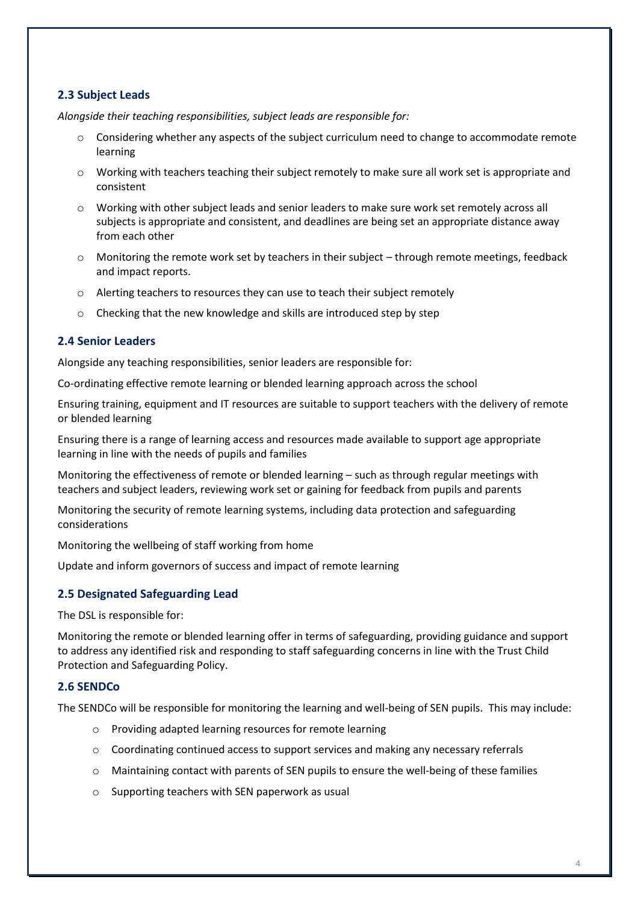### 2.3 Subject Leads

*Alongside their teaching responsibilities, subject leads are responsible for:*

- Considering whether any aspects of the subject curriculum need to change to accommodate remote learning
- Working with teachers teaching their subject remotely to make sure all work set is appropriate and consistent
- Working with other subject leads and senior leaders to make sure work set remotely across all subjects is appropriate and consistent, and deadlines are being set an appropriate distance away from each other
- Monitoring the remote work set by teachers in their subject – through remote meetings, feedback and impact reports.
- Alerting teachers to resources they can use to teach their subject remotely
- Checking that the new knowledge and skills are introduced step by step

### 2.4 Senior Leaders

Alongside any teaching responsibilities, senior leaders are responsible for:

Co-ordinating effective remote learning or blended learning approach across the school

Ensuring training, equipment and IT resources are suitable to support teachers with the delivery of remote or blended learning

Ensuring there is a range of learning access and resources made available to support age appropriate learning in line with the needs of pupils and families

Monitoring the effectiveness of remote or blended learning – such as through regular meetings with teachers and subject leaders, reviewing work set or gaining for feedback from pupils and parents

Monitoring the security of remote learning systems, including data protection and safeguarding considerations

Monitoring the wellbeing of staff working from home

Update and inform governors of success and impact of remote learning

### 2.5 Designated Safeguarding Lead

The DSL is responsible for:

Monitoring the remote or blended learning offer in terms of safeguarding, providing guidance and support to address any identified risk and responding to staff safeguarding concerns in line with the Trust Child Protection and Safeguarding Policy.

### 2.6 SENDCo

The SENDCo will be responsible for monitoring the learning and well-being of SEN pupils. This may include:

- Providing adapted learning resources for remote learning
- Coordinating continued access to support services and making any necessary referrals
- Maintaining contact with parents of SEN pupils to ensure the well-being of these families
- Supporting teachers with SEN paperwork as usual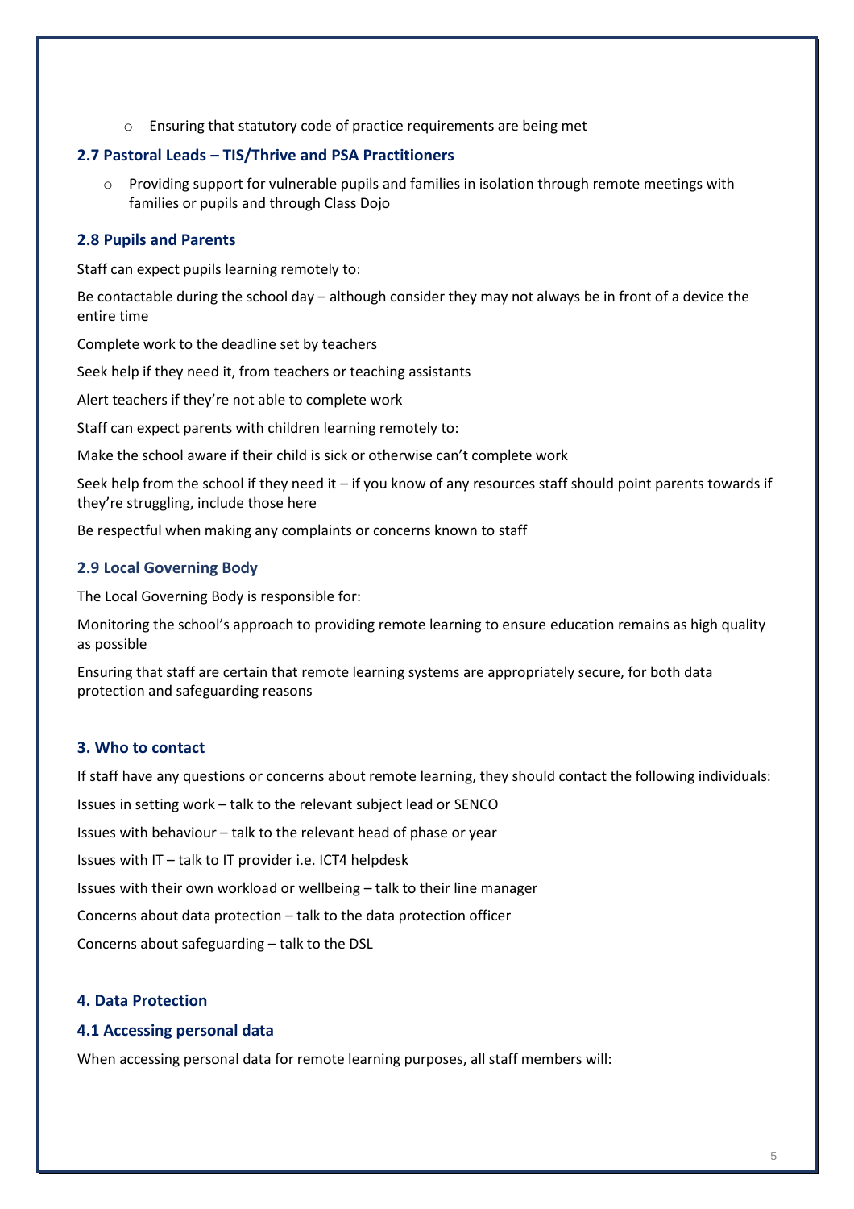- Ensuring that statutory code of practice requirements are being met

### 2.7 Pastoral Leads – TIS/Thrive and PSA Practitioners

- Providing support for vulnerable pupils and families in isolation through remote meetings with families or pupils and through Class Dojo

### 2.8 Pupils and Parents

Staff can expect pupils learning remotely to:

Be contactable during the school day – although consider they may not always be in front of a device the entire time

Complete work to the deadline set by teachers

Seek help if they need it, from teachers or teaching assistants

Alert teachers if they're not able to complete work

Staff can expect parents with children learning remotely to:

Make the school aware if their child is sick or otherwise can't complete work

Seek help from the school if they need it – if you know of any resources staff should point parents towards if they're struggling, include those here

Be respectful when making any complaints or concerns known to staff

### 2.9 Local Governing Body

The Local Governing Body is responsible for:

Monitoring the school's approach to providing remote learning to ensure education remains as high quality as possible

Ensuring that staff are certain that remote learning systems are appropriately secure, for both data protection and safeguarding reasons

## 3. Who to contact

If staff have any questions or concerns about remote learning, they should contact the following individuals:

Issues in setting work – talk to the relevant subject lead or SENCO

Issues with behaviour – talk to the relevant head of phase or year

Issues with IT – talk to IT provider i.e. ICT4 helpdesk

Issues with their own workload or wellbeing – talk to their line manager

Concerns about data protection – talk to the data protection officer

Concerns about safeguarding – talk to the DSL

## 4. Data Protection

### 4.1 Accessing personal data

When accessing personal data for remote learning purposes, all staff members will: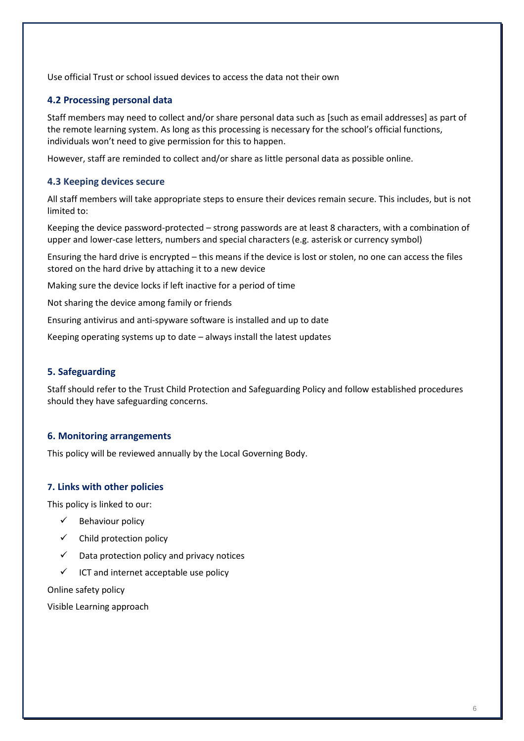Use official Trust or school issued devices to access the data not their own

### 4.2 Processing personal data

Staff members may need to collect and/or share personal data such as [such as email addresses] as part of the remote learning system. As long as this processing is necessary for the school's official functions, individuals won't need to give permission for this to happen.

However, staff are reminded to collect and/or share as little personal data as possible online.

### 4.3 Keeping devices secure

All staff members will take appropriate steps to ensure their devices remain secure. This includes, but is not limited to:

Keeping the device password-protected – strong passwords are at least 8 characters, with a combination of upper and lower-case letters, numbers and special characters (e.g. asterisk or currency symbol)

Ensuring the hard drive is encrypted – this means if the device is lost or stolen, no one can access the files stored on the hard drive by attaching it to a new device

Making sure the device locks if left inactive for a period of time

Not sharing the device among family or friends

Ensuring antivirus and anti-spyware software is installed and up to date

Keeping operating systems up to date – always install the latest updates

## 5. Safeguarding

Staff should refer to the Trust Child Protection and Safeguarding Policy and follow established procedures should they have safeguarding concerns.

## 6. Monitoring arrangements

This policy will be reviewed annually by the Local Governing Body.

## 7. Links with other policies

This policy is linked to our:

- ✓ Behaviour policy
- ✓ Child protection policy
- ✓ Data protection policy and privacy notices
- ✓ ICT and internet acceptable use policy

Online safety policy

Visible Learning approach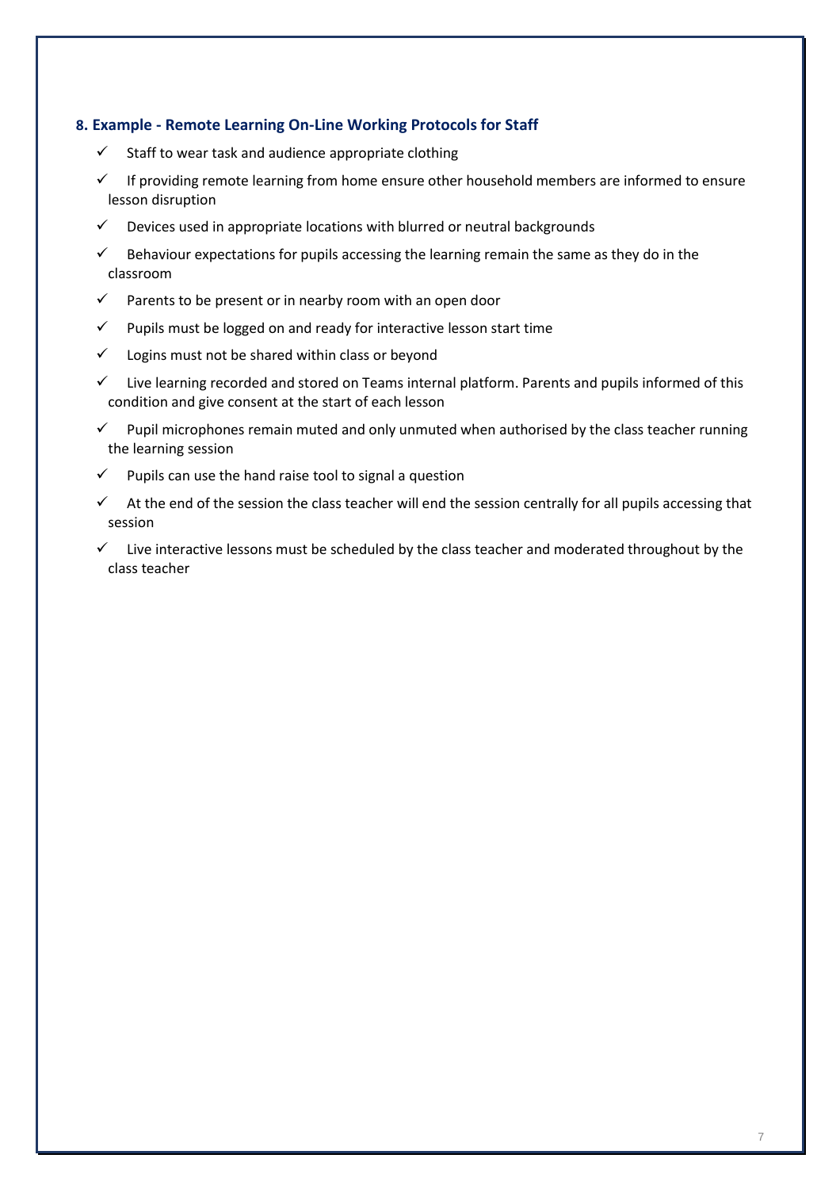## 8. Example - Remote Learning On-Line Working Protocols for Staff

- ✓ Staff to wear task and audience appropriate clothing
- ✓ If providing remote learning from home ensure other household members are informed to ensure lesson disruption
- ✓ Devices used in appropriate locations with blurred or neutral backgrounds
- ✓ Behaviour expectations for pupils accessing the learning remain the same as they do in the classroom
- ✓ Parents to be present or in nearby room with an open door
- ✓ Pupils must be logged on and ready for interactive lesson start time
- ✓ Logins must not be shared within class or beyond
- ✓ Live learning recorded and stored on Teams internal platform. Parents and pupils informed of this condition and give consent at the start of each lesson
- ✓ Pupil microphones remain muted and only unmuted when authorised by the class teacher running the learning session
- ✓ Pupils can use the hand raise tool to signal a question
- ✓ At the end of the session the class teacher will end the session centrally for all pupils accessing that session
- ✓ Live interactive lessons must be scheduled by the class teacher and moderated throughout by the class teacher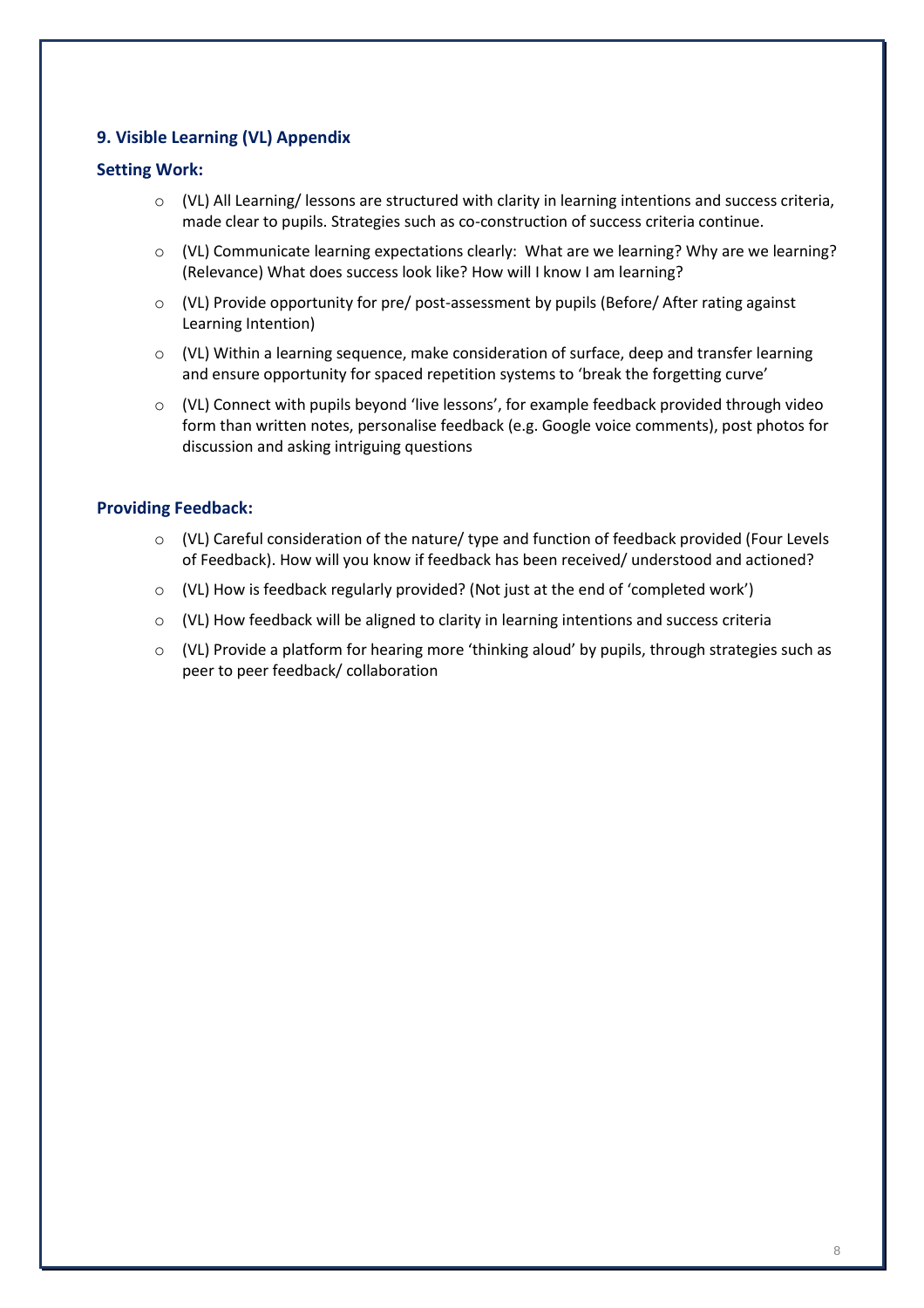## 9. Visible Learning (VL) Appendix

### Setting Work:

- (VL) All Learning/ lessons are structured with clarity in learning intentions and success criteria, made clear to pupils. Strategies such as co-construction of success criteria continue.
- (VL) Communicate learning expectations clearly: What are we learning? Why are we learning? (Relevance) What does success look like? How will I know I am learning?
- (VL) Provide opportunity for pre/ post-assessment by pupils (Before/ After rating against Learning Intention)
- (VL) Within a learning sequence, make consideration of surface, deep and transfer learning and ensure opportunity for spaced repetition systems to 'break the forgetting curve'
- (VL) Connect with pupils beyond 'live lessons', for example feedback provided through video form than written notes, personalise feedback (e.g. Google voice comments), post photos for discussion and asking intriguing questions

### Providing Feedback:

- (VL) Careful consideration of the nature/ type and function of feedback provided (Four Levels of Feedback). How will you know if feedback has been received/ understood and actioned?
- (VL) How is feedback regularly provided? (Not just at the end of 'completed work')
- (VL) How feedback will be aligned to clarity in learning intentions and success criteria
- (VL) Provide a platform for hearing more 'thinking aloud' by pupils, through strategies such as peer to peer feedback/ collaboration